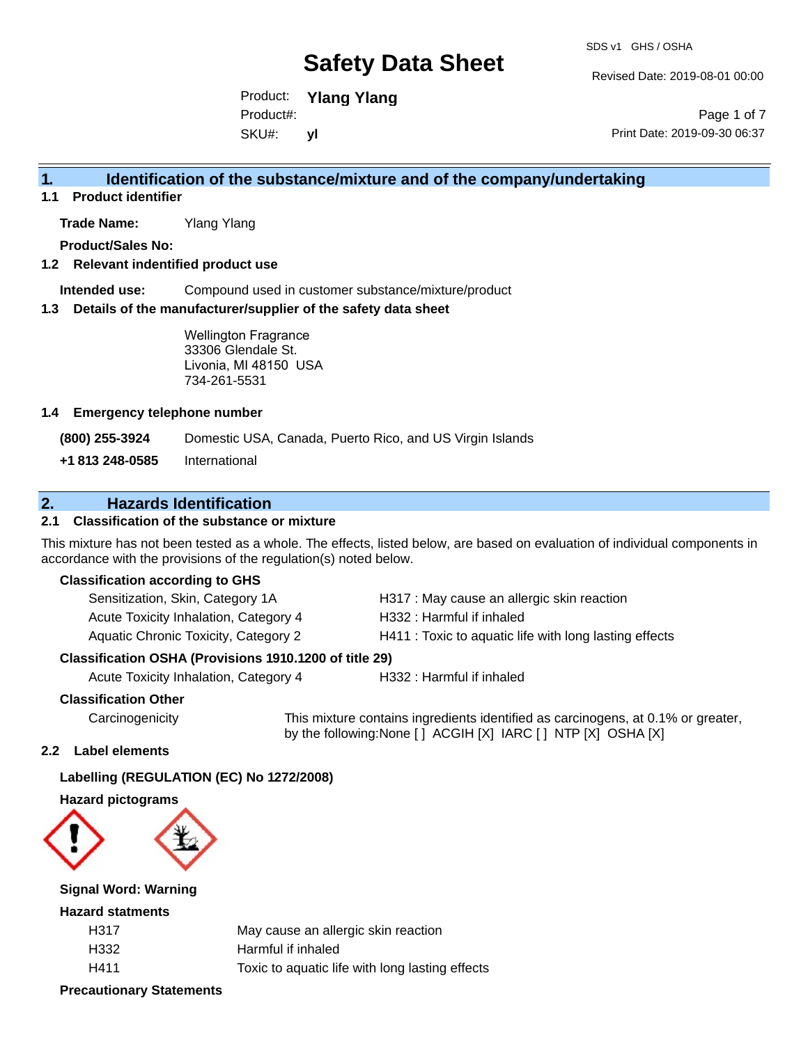# Safety Data Sheet

SDS v1 GHS / OSHA

Revised Date: 2019-08-01 00:00

Product: **Ylang Ylang**
Product#:
SKU#: **yl**

Print Date: 2019-09-30 06:37

## 1. Identification of the substance/mixture and of the company/undertaking

### 1.1 Product identifier

**Trade Name:** Ylang Ylang

**Product/Sales No:**

### 1.2 Relevant indentified product use

**Intended use:** Compound used in customer substance/mixture/product

### 1.3 Details of the manufacturer/supplier of the safety data sheet

Wellington Fragrance
33306 Glendale St.
Livonia, MI 48150 USA
734-261-5531

### 1.4 Emergency telephone number

| | |
|---|---|
| **(800) 255-3924** | Domestic USA, Canada, Puerto Rico, and US Virgin Islands |
| **+1 813 248-0585** | International |

## 2. Hazards Identification

### 2.1 Classification of the substance or mixture

This mixture has not been tested as a whole. The effects, listed below, are based on evaluation of individual components in accordance with the provisions of the regulation(s) noted below.

**Classification according to GHS**

| | |
|---|---|
| Sensitization, Skin, Category 1A | H317 : May cause an allergic skin reaction |
| Acute Toxicity Inhalation, Category 4 | H332 : Harmful if inhaled |
| Aquatic Chronic Toxicity, Category 2 | H411 : Toxic to aquatic life with long lasting effects |

**Classification OSHA (Provisions 1910.1200 of title 29)**

| | |
|---|---|
| Acute Toxicity Inhalation, Category 4 | H332 : Harmful if inhaled |

**Classification Other**

Carcinogenicity: This mixture contains ingredients identified as carcinogens, at 0.1% or greater, by the following:None [ ] ACGIH [X] IARC [ ] NTP [X] OSHA [X]

### 2.2 Label elements

**Labelling (REGULATION (EC) No 1272/2008)**

**Hazard pictograms**

**Signal Word: Warning**

**Hazard statments**

| | |
|---|---|
| H317 | May cause an allergic skin reaction |
| H332 | Harmful if inhaled |
| H411 | Toxic to aquatic life with long lasting effects |

**Precautionary Statements**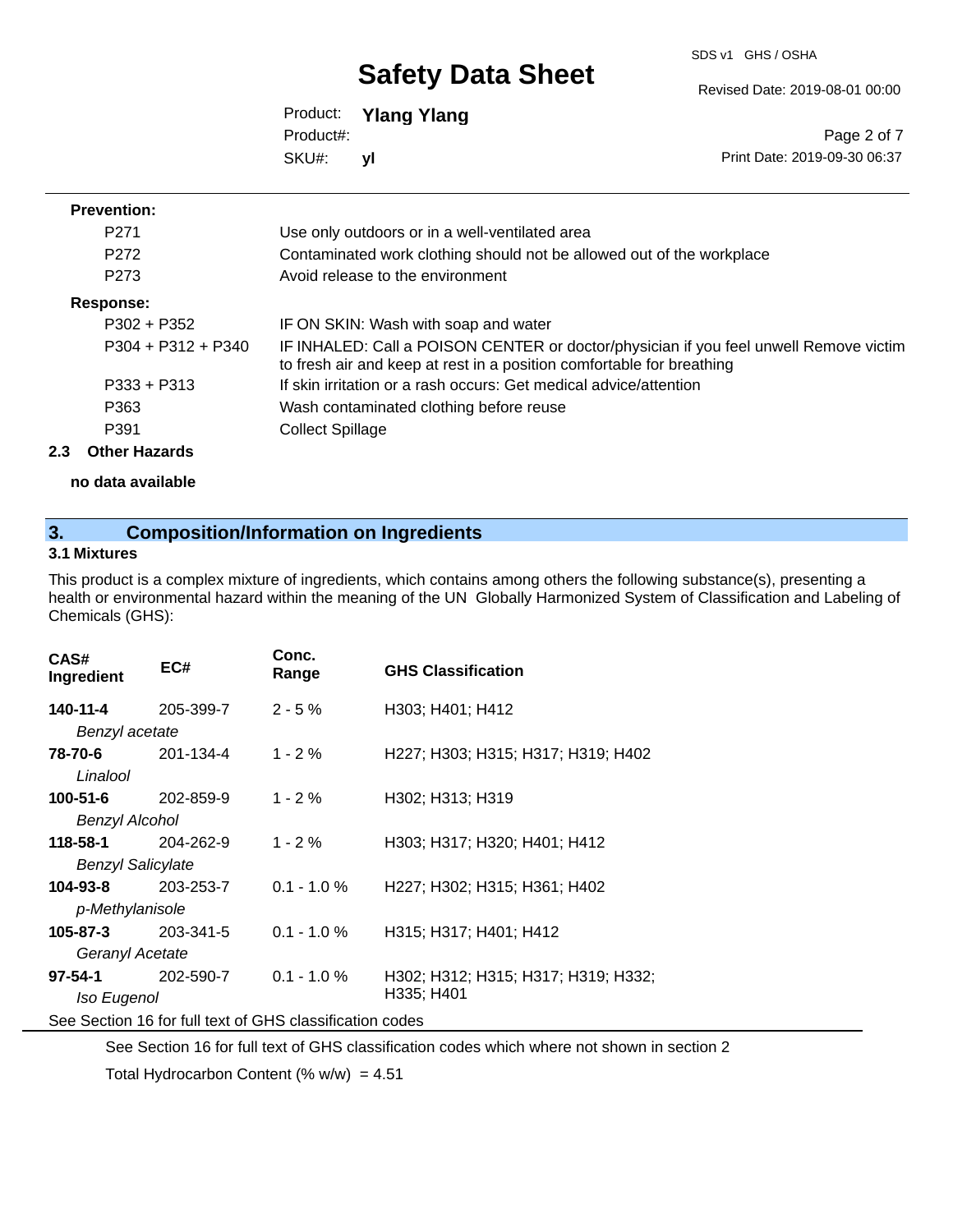**Prevention:**

| | |
|---|---|
| P271 | Use only outdoors or in a well-ventilated area |
| P272 | Contaminated work clothing should not be allowed out of the workplace |
| P273 | Avoid release to the environment |

**Response:**

| | |
|---|---|
| P302 + P352 | IF ON SKIN: Wash with soap and water |
| P304 + P312 + P340 | IF INHALED: Call a POISON CENTER or doctor/physician if you feel unwell Remove victim to fresh air and keep at rest in a position comfortable for breathing |
| P333 + P313 | If skin irritation or a rash occurs: Get medical advice/attention |
| P363 | Wash contaminated clothing before reuse |
| P391 | Collect Spillage |

### 2.3 Other Hazards

**no data available**

## 3. Composition/Information on Ingredients

### 3.1 Mixtures

This product is a complex mixture of ingredients, which contains among others the following substance(s), presenting a health or environmental hazard within the meaning of the UN Globally Harmonized System of Classification and Labeling of Chemicals (GHS):

| CAS# Ingredient | EC# | Conc. Range | GHS Classification |
|---|---|---|---|
| **140-11-4** *Benzyl acetate* | 205-399-7 | 2 - 5 % | H303; H401; H412 |
| **78-70-6** *Linalool* | 201-134-4 | 1 - 2 % | H227; H303; H315; H317; H319; H402 |
| **100-51-6** *Benzyl Alcohol* | 202-859-9 | 1 - 2 % | H302; H313; H319 |
| **118-58-1** *Benzyl Salicylate* | 204-262-9 | 1 - 2 % | H303; H317; H320; H401; H412 |
| **104-93-8** *p-Methylanisole* | 203-253-7 | 0.1 - 1.0 % | H227; H302; H315; H361; H402 |
| **105-87-3** *Geranyl Acetate* | 203-341-5 | 0.1 - 1.0 % | H315; H317; H401; H412 |
| **97-54-1** *Iso Eugenol* | 202-590-7 | 0.1 - 1.0 % | H302; H312; H315; H317; H319; H332; H335; H401 |

See Section 16 for full text of GHS classification codes

See Section 16 for full text of GHS classification codes which where not shown in section 2

Total Hydrocarbon Content (% w/w) = 4.51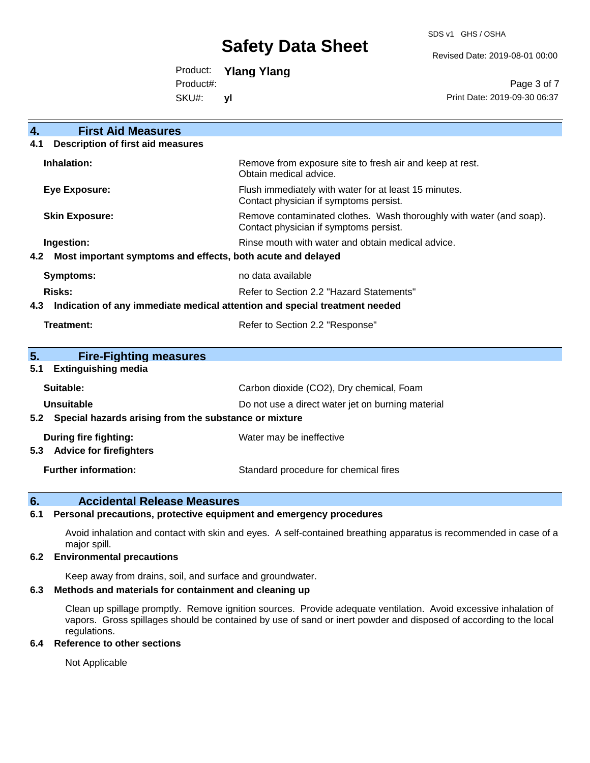## 4. First Aid Measures

### 4.1 Description of first aid measures

| | |
|---|---|
| **Inhalation:** | Remove from exposure site to fresh air and keep at rest. Obtain medical advice. |
| **Eye Exposure:** | Flush immediately with water for at least 15 minutes. Contact physician if symptoms persist. |
| **Skin Exposure:** | Remove contaminated clothes. Wash thoroughly with water (and soap). Contact physician if symptoms persist. |
| **Ingestion:** | Rinse mouth with water and obtain medical advice. |

### 4.2 Most important symptoms and effects, both acute and delayed

| | |
|---|---|
| **Symptoms:** | no data available |
| **Risks:** | Refer to Section 2.2 "Hazard Statements" |

### 4.3 Indication of any immediate medical attention and special treatment needed

| | |
|---|---|
| **Treatment:** | Refer to Section 2.2 "Response" |

## 5. Fire-Fighting measures

### 5.1 Extinguishing media

| | |
|---|---|
| **Suitable:** | Carbon dioxide ($CO_2$), Dry chemical, Foam |
| **Unsuitable** | Do not use a direct water jet on burning material |

### 5.2 Special hazards arising from the substance or mixture

| | |
|---|---|
| **During fire fighting:** | Water may be ineffective |

### 5.3 Advice for firefighters

| | |
|---|---|
| **Further information:** | Standard procedure for chemical fires |

## 6. Accidental Release Measures

### 6.1 Personal precautions, protective equipment and emergency procedures

Avoid inhalation and contact with skin and eyes. A self-contained breathing apparatus is recommended in case of a major spill.

### 6.2 Environmental precautions

Keep away from drains, soil, and surface and groundwater.

### 6.3 Methods and materials for containment and cleaning up

Clean up spillage promptly. Remove ignition sources. Provide adequate ventilation. Avoid excessive inhalation of vapors. Gross spillages should be contained by use of sand or inert powder and disposed of according to the local regulations.

### 6.4 Reference to other sections

Not Applicable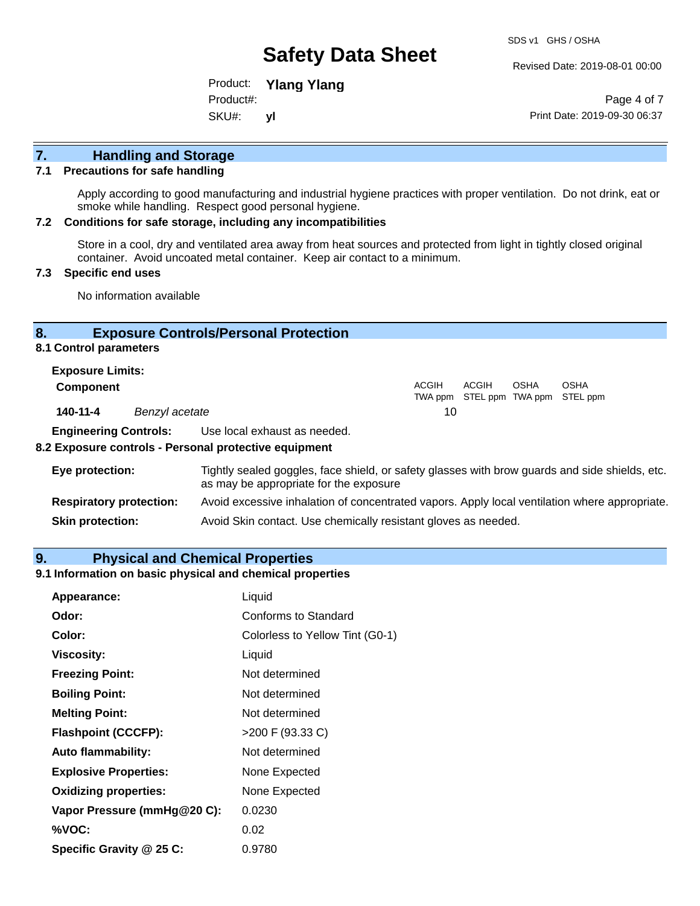## 7. Handling and Storage

### 7.1 Precautions for safe handling

Apply according to good manufacturing and industrial hygiene practices with proper ventilation. Do not drink, eat or smoke while handling. Respect good personal hygiene.

### 7.2 Conditions for safe storage, including any incompatibilities

Store in a cool, dry and ventilated area away from heat sources and protected from light in tightly closed original container. Avoid uncoated metal container. Keep air contact to a minimum.

### 7.3 Specific end uses

No information available

## 8. Exposure Controls/Personal Protection

### 8.1 Control parameters

**Exposure Limits:**

| Component | | ACGIH TWA ppm | ACGIH STEL ppm | OSHA TWA ppm | OSHA STEL ppm |
|---|---|---|---|---|---|
| 140-11-4 | *Benzyl acetate* | 10 | | | |

**Engineering Controls:** Use local exhaust as needed.

### 8.2 Exposure controls - Personal protective equipment

**Eye protection:** Tightly sealed goggles, face shield, or safety glasses with brow guards and side shields, etc. as may be appropriate for the exposure

**Respiratory protection:** Avoid excessive inhalation of concentrated vapors. Apply local ventilation where appropriate.

**Skin protection:** Avoid Skin contact. Use chemically resistant gloves as needed.

## 9. Physical and Chemical Properties

### 9.1 Information on basic physical and chemical properties

| | |
|---|---|
| **Appearance:** | Liquid |
| **Odor:** | Conforms to Standard |
| **Color:** | Colorless to Yellow Tint (G0-1) |
| **Viscosity:** | Liquid |
| **Freezing Point:** | Not determined |
| **Boiling Point:** | Not determined |
| **Melting Point:** | Not determined |
| **Flashpoint (CCCFP):** | >200 F (93.33 C) |
| **Auto flammability:** | Not determined |
| **Explosive Properties:** | None Expected |
| **Oxidizing properties:** | None Expected |
| **Vapor Pressure (mmHg@20 C):** | 0.0230 |
| **%VOC:** | 0.02 |
| **Specific Gravity @ 25 C:** | 0.9780 |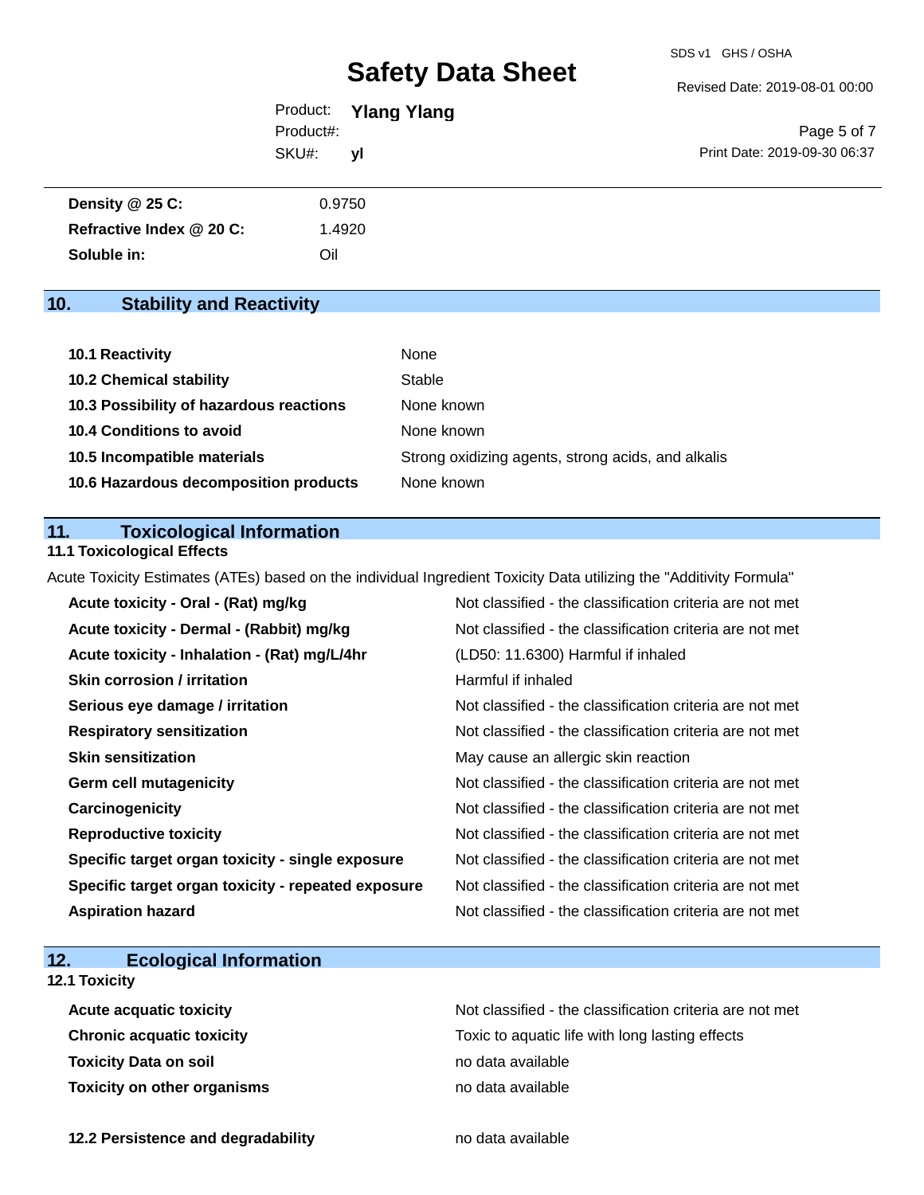| | |
|---|---|
| **Density @ 25 C:** | 0.9750 |
| **Refractive Index @ 20 C:** | 1.4920 |
| **Soluble in:** | Oil |

## 10. Stability and Reactivity

| | |
|---|---|
| **10.1 Reactivity** | None |
| **10.2 Chemical stability** | Stable |
| **10.3 Possibility of hazardous reactions** | None known |
| **10.4 Conditions to avoid** | None known |
| **10.5 Incompatible materials** | Strong oxidizing agents, strong acids, and alkalis |
| **10.6 Hazardous decomposition products** | None known |

## 11. Toxicological Information

### 11.1 Toxicological Effects

Acute Toxicity Estimates (ATEs) based on the individual Ingredient Toxicity Data utilizing the "Additivity Formula"

| | |
|---|---|
| **Acute toxicity - Oral - (Rat) mg/kg** | Not classified - the classification criteria are not met |
| **Acute toxicity - Dermal - (Rabbit) mg/kg** | Not classified - the classification criteria are not met |
| **Acute toxicity - Inhalation - (Rat) mg/L/4hr** | (LD50: 11.6300) Harmful if inhaled |
| **Skin corrosion / irritation** | Harmful if inhaled |
| **Serious eye damage / irritation** | Not classified - the classification criteria are not met |
| **Respiratory sensitization** | Not classified - the classification criteria are not met |
| **Skin sensitization** | May cause an allergic skin reaction |
| **Germ cell mutagenicity** | Not classified - the classification criteria are not met |
| **Carcinogenicity** | Not classified - the classification criteria are not met |
| **Reproductive toxicity** | Not classified - the classification criteria are not met |
| **Specific target organ toxicity - single exposure** | Not classified - the classification criteria are not met |
| **Specific target organ toxicity - repeated exposure** | Not classified - the classification criteria are not met |
| **Aspiration hazard** | Not classified - the classification criteria are not met |

## 12. Ecological Information

### 12.1 Toxicity

| | |
|---|---|
| **Acute acquatic toxicity** | Not classified - the classification criteria are not met |
| **Chronic acquatic toxicity** | Toxic to aquatic life with long lasting effects |
| **Toxicity Data on soil** | no data available |
| **Toxicity on other organisms** | no data available |

| | |
|---|---|
| **12.2 Persistence and degradability** | no data available |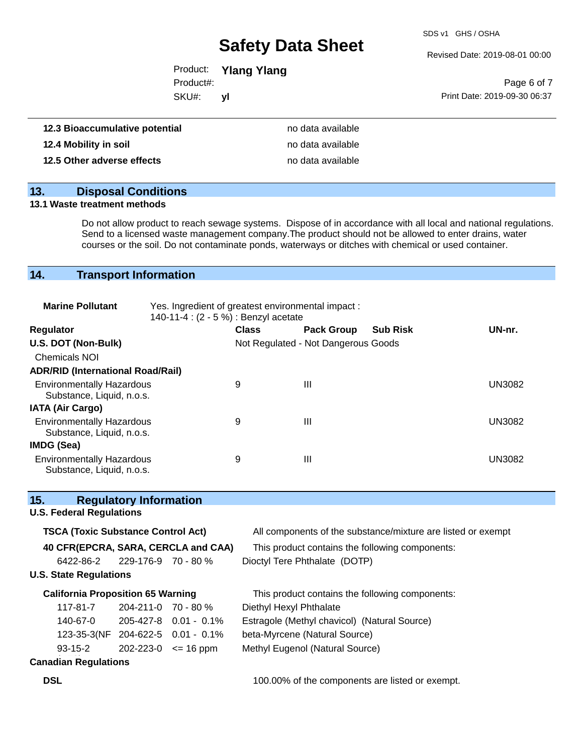| | |
|---|---|
| **12.3 Bioaccumulative potential** | no data available |
| **12.4 Mobility in soil** | no data available |
| **12.5 Other adverse effects** | no data available |

## 13. Disposal Conditions

**13.1 Waste treatment methods**

Do not allow product to reach sewage systems. Dispose of in accordance with all local and national regulations. Send to a licensed waste management company.The product should not be allowed to enter drains, water courses or the soil. Do not contaminate ponds, waterways or ditches with chemical or used container.

## 14. Transport Information

**Marine Pollutant** Yes. Ingredient of greatest environmental impact : 140-11-4 : (2 - 5 %) : Benzyl acetate

| Regulator | Class | Pack Group | Sub Risk | UN-nr. |
|---|---|---|---|---|
| **U.S. DOT (Non-Bulk)** | Not Regulated - Not Dangerous Goods | | | |
| Chemicals NOI | | | | |
| **ADR/RID (International Road/Rail)** | | | | |
| Environmentally Hazardous Substance, Liquid, n.o.s. | 9 | III | | UN3082 |
| **IATA (Air Cargo)** | | | | |
| Environmentally Hazardous Substance, Liquid, n.o.s. | 9 | III | | UN3082 |
| **IMDG (Sea)** | | | | |
| Environmentally Hazardous Substance, Liquid, n.o.s. | 9 | III | | UN3082 |

## 15. Regulatory Information

**U.S. Federal Regulations**

**TSCA (Toxic Substance Control Act)** All components of the substance/mixture are listed or exempt

**40 CFR(EPCRA, SARA, CERCLA and CAA)** This product contains the following components:

| | | | |
|---|---|---|---|
| 6422-86-2 | 229-176-9 | 70 - 80 % | Dioctyl Tere Phthalate (DOTP) |

**U.S. State Regulations**

**California Proposition 65 Warning** This product contains the following components:

| | | | |
|---|---|---|---|
| 117-81-7 | 204-211-0 | 70 - 80 % | Diethyl Hexyl Phthalate |
| 140-67-0 | 205-427-8 | 0.01 - 0.1% | Estragole (Methyl chavicol) (Natural Source) |
| 123-35-3(NF | 204-622-5 | 0.01 - 0.1% | beta-Myrcene (Natural Source) |
| 93-15-2 | 202-223-0 | <= 16 ppm | Methyl Eugenol (Natural Source) |

**Canadian Regulations**

**DSL** 100.00% of the components are listed or exempt.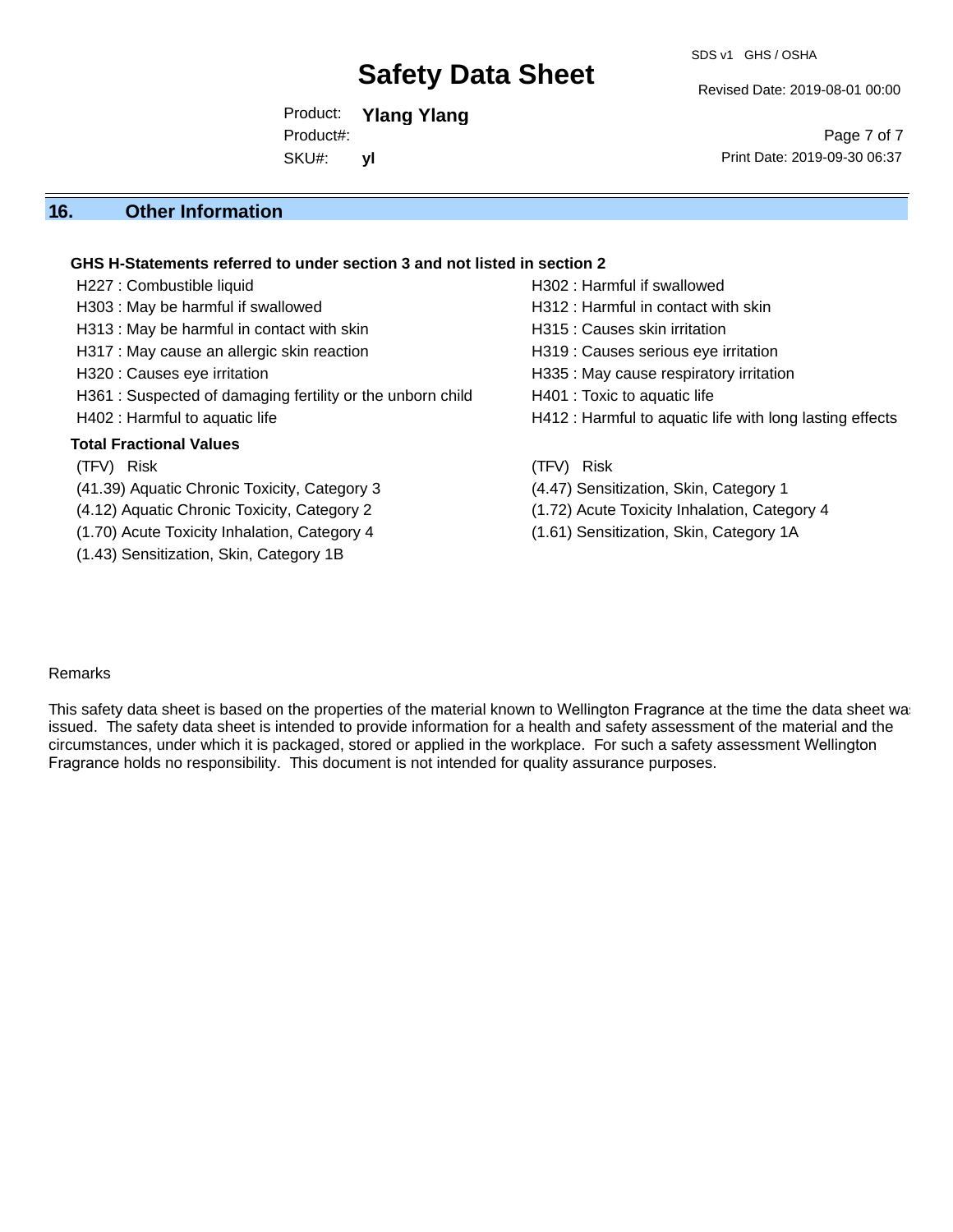## 16. Other Information

**GHS H-Statements referred to under section 3 and not listed in section 2**

H227 : Combustible liquid
H302 : Harmful if swallowed
H303 : May be harmful if swallowed
H312 : Harmful in contact with skin
H313 : May be harmful in contact with skin
H315 : Causes skin irritation
H317 : May cause an allergic skin reaction
H319 : Causes serious eye irritation
H320 : Causes eye irritation
H335 : May cause respiratory irritation
H361 : Suspected of damaging fertility or the unborn child
H401 : Toxic to aquatic life
H402 : Harmful to aquatic life
H412 : Harmful to aquatic life with long lasting effects

**Total Fractional Values**

(TFV) Risk
(41.39) Aquatic Chronic Toxicity, Category 3
(4.47) Sensitization, Skin, Category 1
(4.12) Aquatic Chronic Toxicity, Category 2
(1.72) Acute Toxicity Inhalation, Category 4
(1.70) Acute Toxicity Inhalation, Category 4
(1.61) Sensitization, Skin, Category 1A
(1.43) Sensitization, Skin, Category 1B

Remarks

This safety data sheet is based on the properties of the material known to Wellington Fragrance at the time the data sheet was issued. The safety data sheet is intended to provide information for a health and safety assessment of the material and the circumstances, under which it is packaged, stored or applied in the workplace. For such a safety assessment Wellington Fragrance holds no responsibility. This document is not intended for quality assurance purposes.